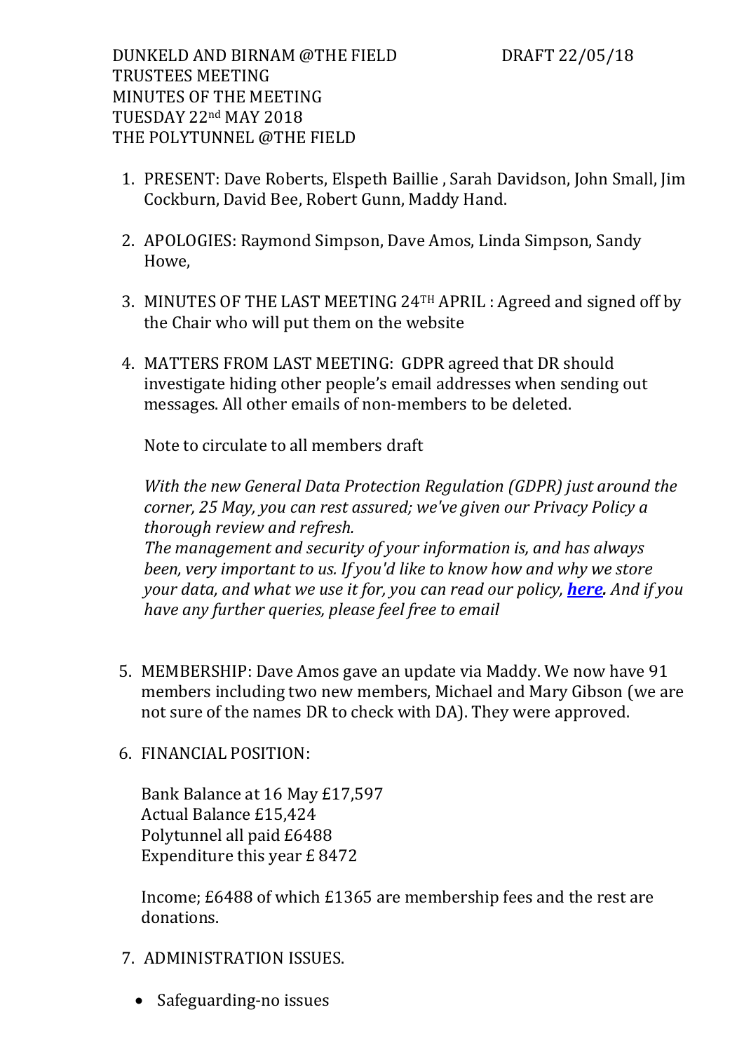DUNKELD AND BIRNAM @THE FIELD DRAFT 22/05/18
TRUSTEES MEETING
MINUTES OF THE MEETING
TUESDAY 22nd MAY 2018
THE POLYTUNNEL @THE FIELD

1. PRESENT: Dave Roberts, Elspeth Baillie , Sarah Davidson, John Small, Jim Cockburn, David Bee, Robert Gunn, Maddy Hand.

2. APOLOGIES: Raymond Simpson, Dave Amos, Linda Simpson, Sandy Howe,

3. MINUTES OF THE LAST MEETING 24TH APRIL : Agreed and signed off by the Chair who will put them on the website

4. MATTERS FROM LAST MEETING: GDPR agreed that DR should investigate hiding other people's email addresses when sending out messages. All other emails of non-members to be deleted.

   Note to circulate to all members draft

   *With the new General Data Protection Regulation (GDPR) just around the corner, 25 May, you can rest assured; we've given our Privacy Policy a thorough review and refresh.*
   *The management and security of your information is, and has always been, very important to us. If you'd like to know how and why we store your data, and what we use it for, you can read our policy, **here**. And if you have any further queries, please feel free to email*

5. MEMBERSHIP: Dave Amos gave an update via Maddy. We now have 91 members including two new members, Michael and Mary Gibson (we are not sure of the names DR to check with DA). They were approved.

6. FINANCIAL POSITION:

   Bank Balance at 16 May £17,597
   Actual Balance £15,424
   Polytunnel all paid £6488
   Expenditure this year £ 8472

   Income; £6488 of which £1365 are membership fees and the rest are donations.

7. ADMINISTRATION ISSUES.

   - Safeguarding-no issues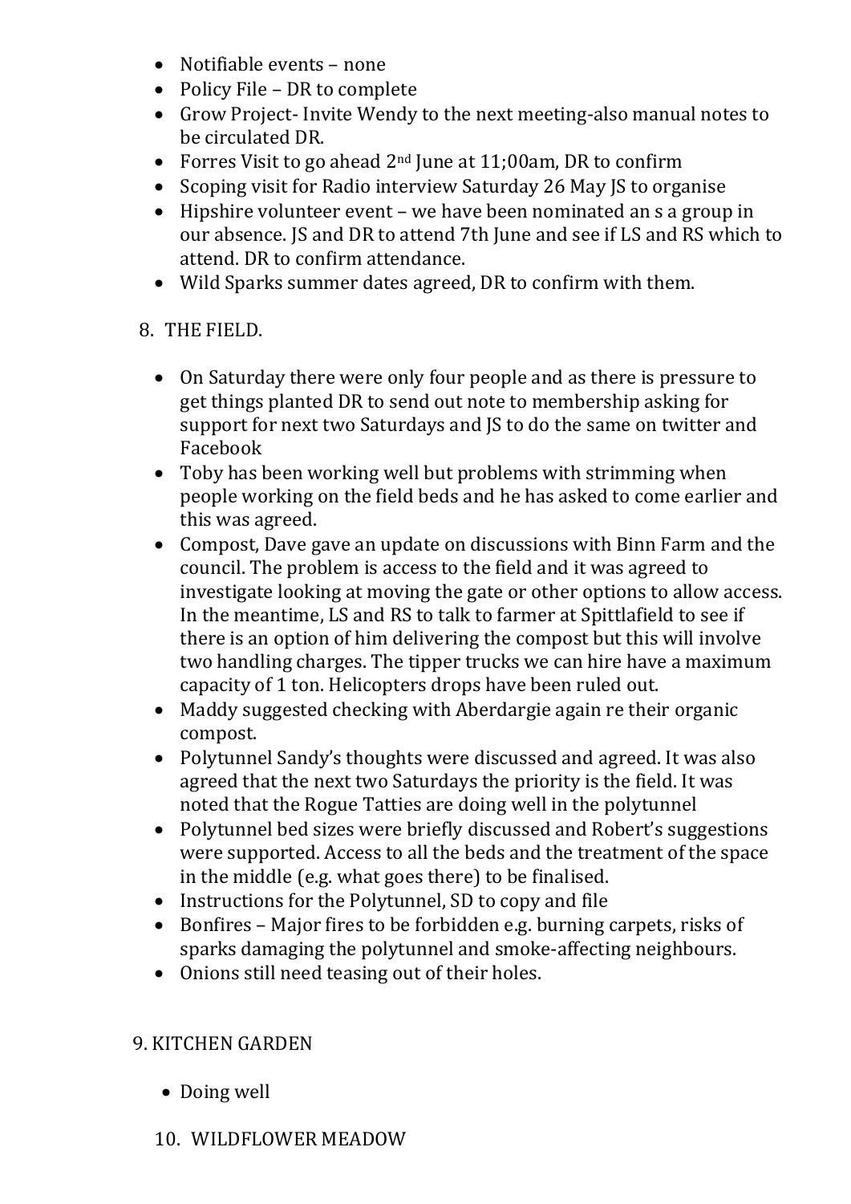- Notifiable events – none
- Policy File – DR to complete
- Grow Project- Invite Wendy to the next meeting-also manual notes to be circulated DR.
- Forres Visit to go ahead 2nd June at 11;00am, DR to confirm
- Scoping visit for Radio interview Saturday 26 May JS to organise
- Hipshire volunteer event – we have been nominated an s a group in our absence. JS and DR to attend 7th June and see if LS and RS which to attend. DR to confirm attendance.
- Wild Sparks summer dates agreed, DR to confirm with them.

8. THE FIELD.

- On Saturday there were only four people and as there is pressure to get things planted DR to send out note to membership asking for support for next two Saturdays and JS to do the same on twitter and Facebook
- Toby has been working well but problems with strimming when people working on the field beds and he has asked to come earlier and this was agreed.
- Compost, Dave gave an update on discussions with Binn Farm and the council. The problem is access to the field and it was agreed to investigate looking at moving the gate or other options to allow access. In the meantime, LS and RS to talk to farmer at Spittlafield to see if there is an option of him delivering the compost but this will involve two handling charges. The tipper trucks we can hire have a maximum capacity of 1 ton. Helicopters drops have been ruled out.
- Maddy suggested checking with Aberdargie again re their organic compost.
- Polytunnel Sandy's thoughts were discussed and agreed. It was also agreed that the next two Saturdays the priority is the field. It was noted that the Rogue Tatties are doing well in the polytunnel
- Polytunnel bed sizes were briefly discussed and Robert's suggestions were supported. Access to all the beds and the treatment of the space in the middle (e.g. what goes there) to be finalised.
- Instructions for the Polytunnel, SD to copy and file
- Bonfires – Major fires to be forbidden e.g. burning carpets, risks of sparks damaging the polytunnel and smoke-affecting neighbours.
- Onions still need teasing out of their holes.

9. KITCHEN GARDEN

- Doing well

10. WILDFLOWER MEADOW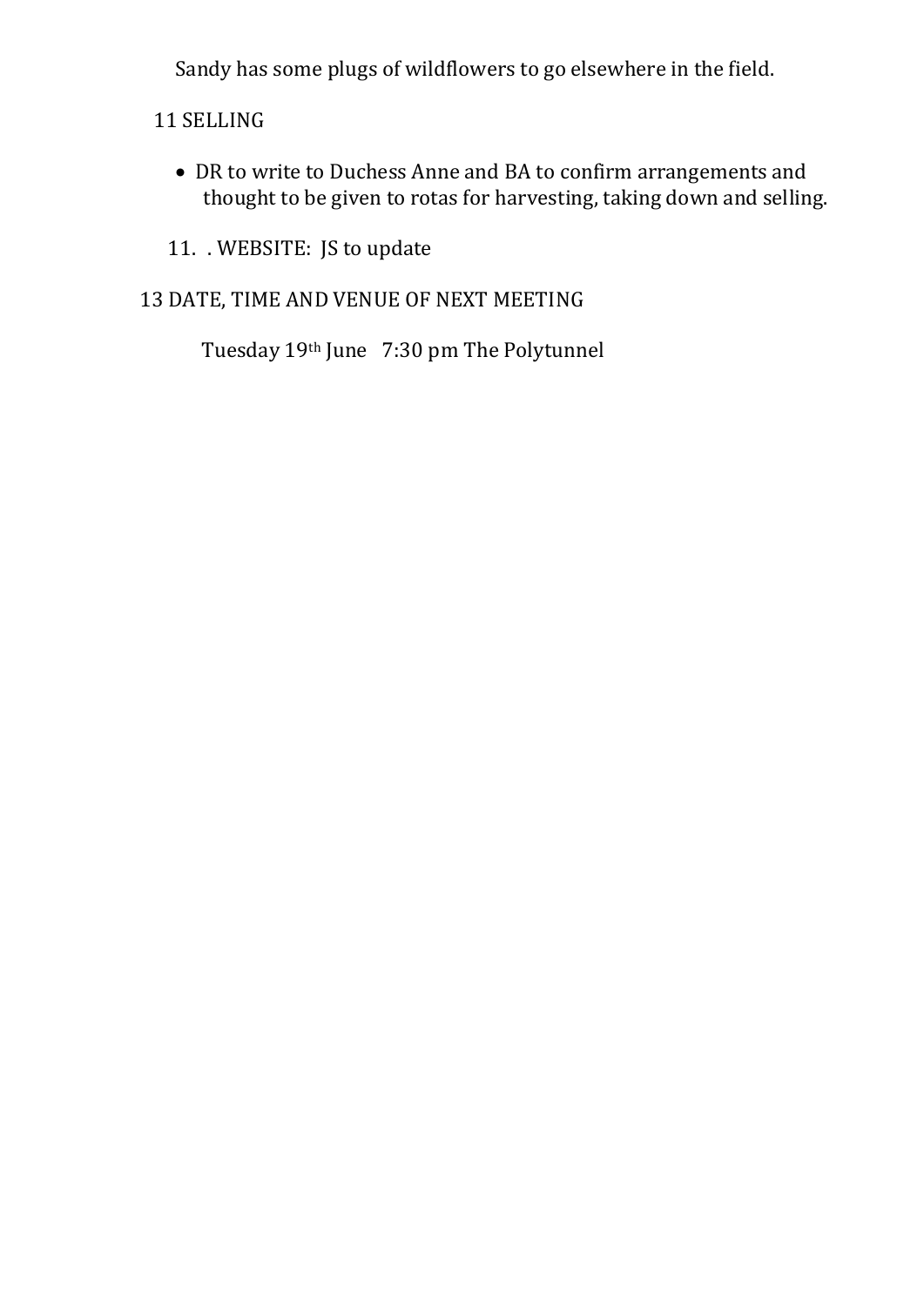Sandy has some plugs of wildflowers to go elsewhere in the field.

11 SELLING

- DR to write to Duchess Anne and BA to confirm arrangements and thought to be given to rotas for harvesting, taking down and selling.

11. . WEBSITE: JS to update

13 DATE, TIME AND VENUE OF NEXT MEETING

Tuesday 19th June 7:30 pm The Polytunnel